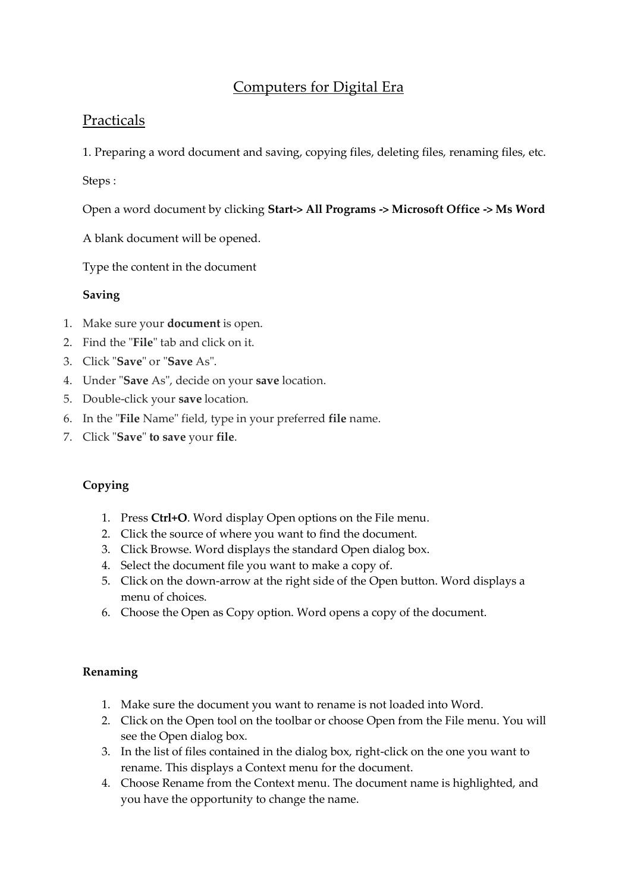# Computers for Digital Era

## Practicals

1. Preparing a word document and saving, copying files, deleting files, renaming files, etc.

Steps :

Open a word document by clicking **Start-> All Programs -> Microsoft Office -> Ms Word**

A blank document will be opened.

Type the content in the document

**Saving**

1. Make sure your **document** is open.
2. Find the "**File**" tab and click on it.
3. Click "**Save**" or "**Save** As".
4. Under "**Save** As", decide on your **save** location.
5. Double-click your **save** location.
6. In the "**File** Name" field, type in your preferred **file** name.
7. Click "**Save**" **to save** your **file**.

**Copying**

1. Press **Ctrl+O**. Word display Open options on the File menu.
2. Click the source of where you want to find the document.
3. Click Browse. Word displays the standard Open dialog box.
4. Select the document file you want to make a copy of.
5. Click on the down-arrow at the right side of the Open button. Word displays a menu of choices.
6. Choose the Open as Copy option. Word opens a copy of the document.

**Renaming**

1. Make sure the document you want to rename is not loaded into Word.
2. Click on the Open tool on the toolbar or choose Open from the File menu. You will see the Open dialog box.
3. In the list of files contained in the dialog box, right-click on the one you want to rename. This displays a Context menu for the document.
4. Choose Rename from the Context menu. The document name is highlighted, and you have the opportunity to change the name.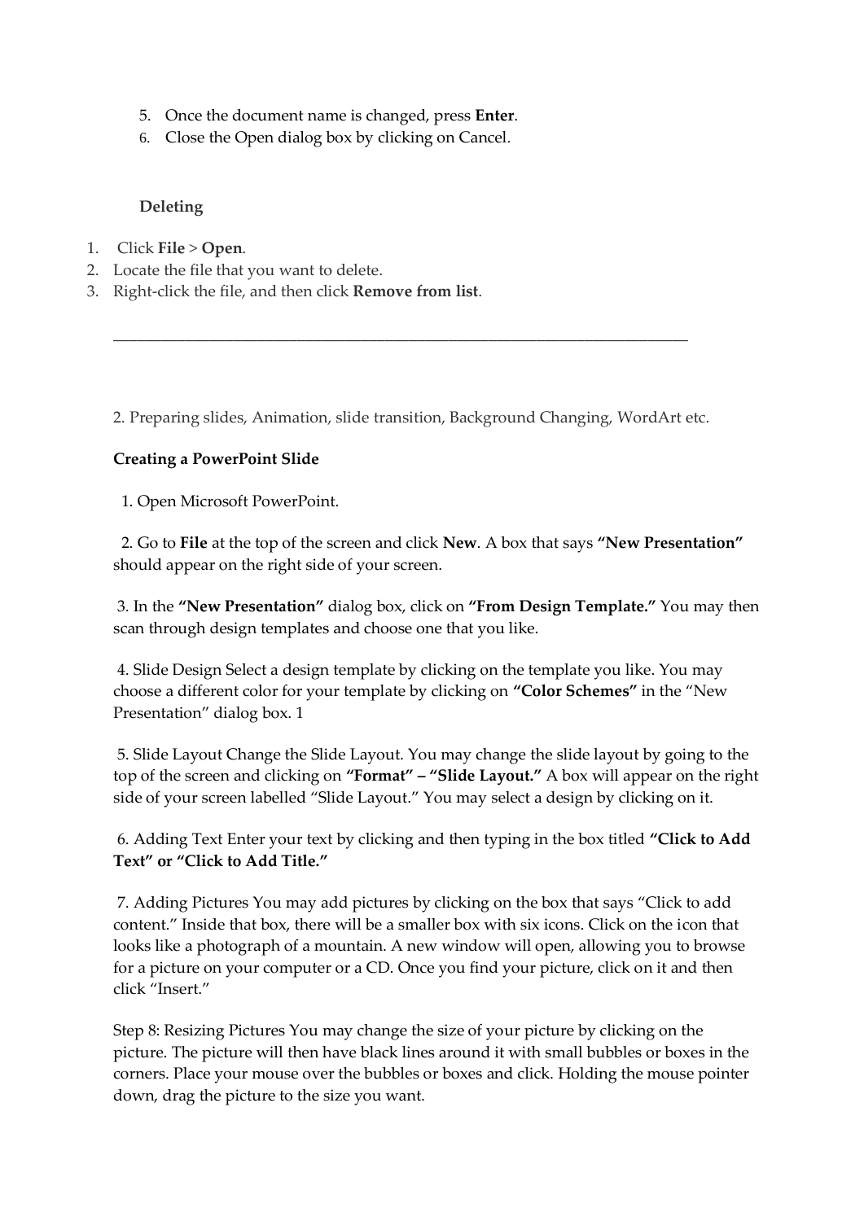5. Once the document name is changed, press **Enter**.
6. Close the Open dialog box by clicking on Cancel.

**Deleting**

1. Click **File** > **Open**.
2. Locate the file that you want to delete.
3. Right-click the file, and then click **Remove from list**.

---

2. Preparing slides, Animation, slide transition, Background Changing, WordArt etc.

**Creating a PowerPoint Slide**

1. Open Microsoft PowerPoint.

2. Go to **File** at the top of the screen and click **New**. A box that says **"New Presentation"** should appear on the right side of your screen.

3. In the **"New Presentation"** dialog box, click on **"From Design Template."** You may then scan through design templates and choose one that you like.

4. Slide Design Select a design template by clicking on the template you like. You may choose a different color for your template by clicking on **"Color Schemes"** in the "New Presentation" dialog box. 1

5. Slide Layout Change the Slide Layout. You may change the slide layout by going to the top of the screen and clicking on **"Format" – "Slide Layout."** A box will appear on the right side of your screen labelled "Slide Layout." You may select a design by clicking on it.

6. Adding Text Enter your text by clicking and then typing in the box titled **"Click to Add Text" or "Click to Add Title."**

7. Adding Pictures You may add pictures by clicking on the box that says "Click to add content." Inside that box, there will be a smaller box with six icons. Click on the icon that looks like a photograph of a mountain. A new window will open, allowing you to browse for a picture on your computer or a CD. Once you find your picture, click on it and then click "Insert."

Step 8: Resizing Pictures You may change the size of your picture by clicking on the picture. The picture will then have black lines around it with small bubbles or boxes in the corners. Place your mouse over the bubbles or boxes and click. Holding the mouse pointer down, drag the picture to the size you want.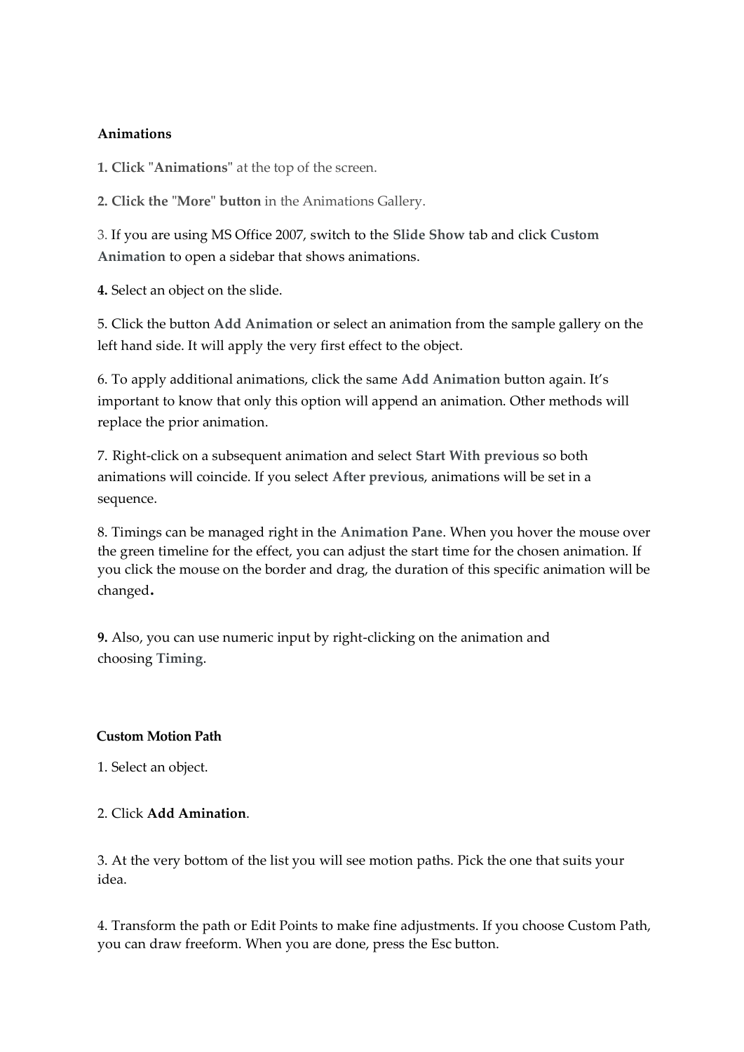**Animations**

**1. Click** "**Animations**" at the top of the screen.

**2. Click the** "**More**" **button** in the Animations Gallery.

3. If you are using MS Office 2007, switch to the **Slide Show** tab and click **Custom Animation** to open a sidebar that shows animations.

**4.** Select an object on the slide.

5. Click the button **Add Animation** or select an animation from the sample gallery on the left hand side. It will apply the very first effect to the object.

6. To apply additional animations, click the same **Add Animation** button again. It's important to know that only this option will append an animation. Other methods will replace the prior animation.

7. Right-click on a subsequent animation and select **Start With previous** so both animations will coincide. If you select **After previous**, animations will be set in a sequence.

8. Timings can be managed right in the **Animation Pane**. When you hover the mouse over the green timeline for the effect, you can adjust the start time for the chosen animation. If you click the mouse on the border and drag, the duration of this specific animation will be changed**.**

**9.** Also, you can use numeric input by right-clicking on the animation and choosing **Timing**.

**Custom Motion Path**

1. Select an object.

2. Click **Add Amination**.

3. At the very bottom of the list you will see motion paths. Pick the one that suits your idea.

4. Transform the path or Edit Points to make fine adjustments. If you choose Custom Path, you can draw freeform. When you are done, press the Esc button.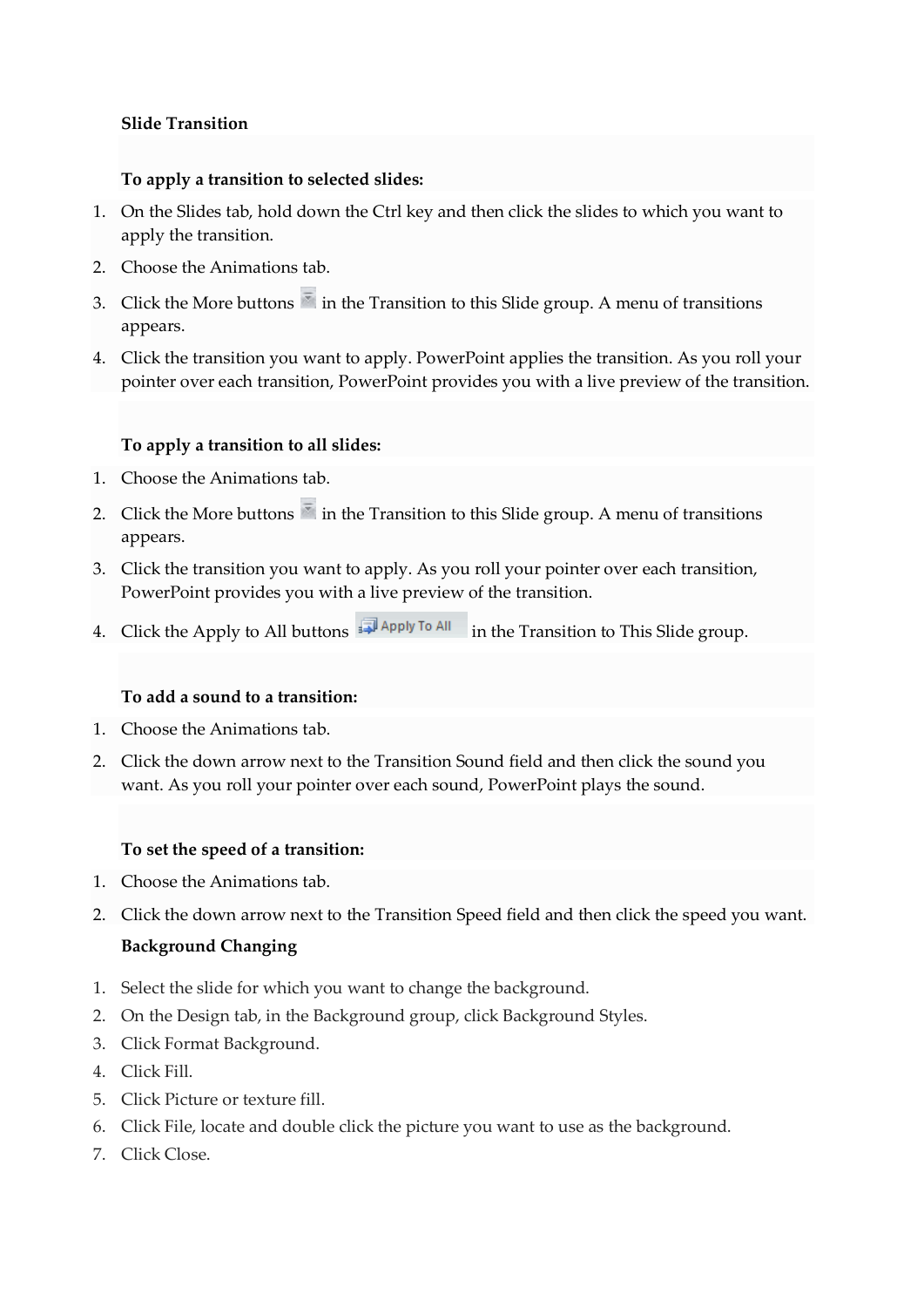**Slide Transition**

**To apply a transition to selected slides:**

1. On the Slides tab, hold down the Ctrl key and then click the slides to which you want to apply the transition.
2. Choose the Animations tab.
3. Click the More buttons in the Transition to this Slide group. A menu of transitions appears.
4. Click the transition you want to apply. PowerPoint applies the transition. As you roll your pointer over each transition, PowerPoint provides you with a live preview of the transition.

**To apply a transition to all slides:**

1. Choose the Animations tab.
2. Click the More buttons in the Transition to this Slide group. A menu of transitions appears.
3. Click the transition you want to apply. As you roll your pointer over each transition, PowerPoint provides you with a live preview of the transition.
4. Click the Apply to All buttons Apply To All in the Transition to This Slide group.

**To add a sound to a transition:**

1. Choose the Animations tab.
2. Click the down arrow next to the Transition Sound field and then click the sound you want. As you roll your pointer over each sound, PowerPoint plays the sound.

**To set the speed of a transition:**

1. Choose the Animations tab.
2. Click the down arrow next to the Transition Speed field and then click the speed you want.

**Background Changing**

1. Select the slide for which you want to change the background.
2. On the Design tab, in the Background group, click Background Styles.
3. Click Format Background.
4. Click Fill.
5. Click Picture or texture fill.
6. Click File, locate and double click the picture you want to use as the background.
7. Click Close.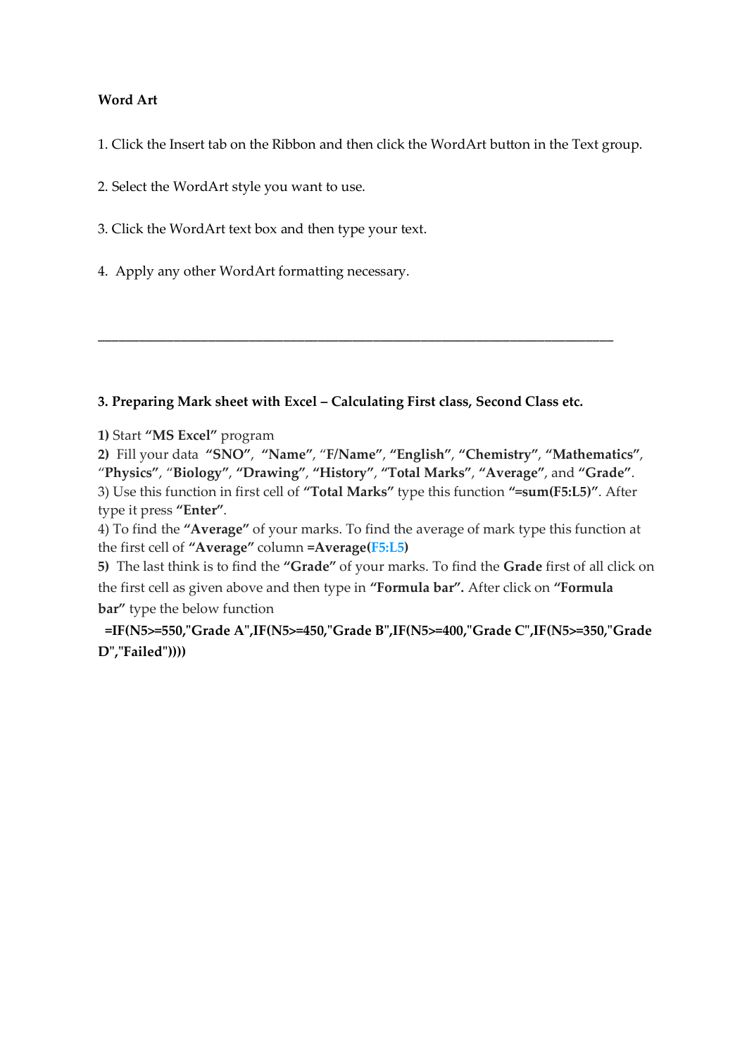**Word Art**

1. Click the Insert tab on the Ribbon and then click the WordArt button in the Text group.

2. Select the WordArt style you want to use.

3. Click the WordArt text box and then type your text.

4. Apply any other WordArt formatting necessary.

---

**3. Preparing Mark sheet with Excel – Calculating First class, Second Class etc.**

**1)** Start **"MS Excel"** program

**2)** Fill your data **"SNO"**, **"Name"**, "**F/Name"**, **"English"**, **"Chemistry"**, **"Mathematics"**, "**Physics"**, "**Biology"**, **"Drawing"**, **"History"**, **"Total Marks"**, **"Average"**, and **"Grade"**.

3) Use this function in first cell of **"Total Marks"** type this function **"=sum(F5:L5)"**. After type it press **"Enter"**.

4) To find the **"Average"** of your marks. To find the average of mark type this function at the first cell of **"Average"** column **=Average(F5:L5)**

**5)** The last think is to find the **"Grade"** of your marks. To find the **Grade** first of all click on the first cell as given above and then type in **"Formula bar".** After click on **"Formula bar"** type the below function

**=IF(N5>=550,"Grade A",IF(N5>=450,"Grade B",IF(N5>=400,"Grade C",IF(N5>=350,"Grade D","Failed"))))**